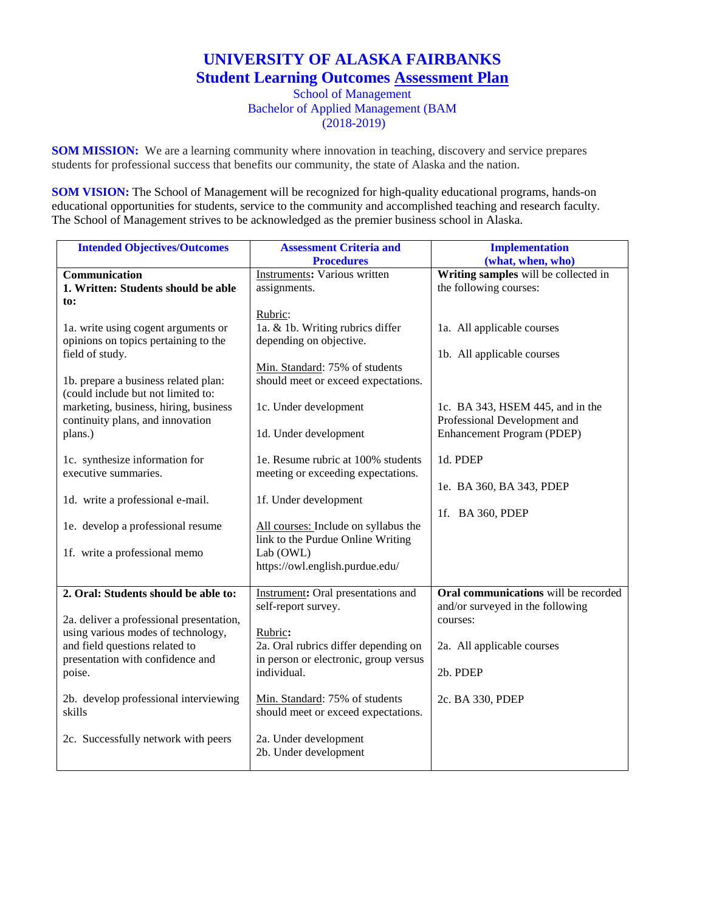# UNIVERSITY OF ALASKA FAIRBANKS
## Student Learning Outcomes Assessment Plan

School of Management
Bachelor of Applied Management (BAM
(2018-2019)

**SOM MISSION:** We are a learning community where innovation in teaching, discovery and service prepares students for professional success that benefits our community, the state of Alaska and the nation.

**SOM VISION:** The School of Management will be recognized for high-quality educational programs, hands-on educational opportunities for students, service to the community and accomplished teaching and research faculty. The School of Management strives to be acknowledged as the premier business school in Alaska.

| Intended Objectives/Outcomes | Assessment Criteria and Procedures | Implementation (what, when, who) |
|---|---|---|
| **Communication**<br>**1. Written: Students should be able to:**<br><br>1a. write using cogent arguments or opinions on topics pertaining to the field of study.<br><br>1b. prepare a business related plan: (could include but not limited to: marketing, business, hiring, business continuity plans, and innovation plans.)<br><br>1c. synthesize information for executive summaries.<br><br>1d. write a professional e-mail.<br><br>1e. develop a professional resume<br><br>1f. write a professional memo | Instruments**:** Various written assignments.<br><br>Rubric:<br>1a. & 1b. Writing rubrics differ depending on objective.<br><br>Min. Standard: 75% of students should meet or exceed expectations.<br><br>1c. Under development<br><br>1d. Under development<br><br>1e. Resume rubric at 100% students meeting or exceeding expectations.<br><br>1f. Under development<br><br>All courses: Include on syllabus the link to the Purdue Online Writing Lab (OWL) https://owl.english.purdue.edu/ | **Writing samples** will be collected in the following courses:<br><br>1a. All applicable courses<br><br>1b. All applicable courses<br><br>1c. BA 343, HSEM 445, and in the Professional Development and Enhancement Program (PDEP)<br><br>1d. PDEP<br><br>1e. BA 360, BA 343, PDEP<br><br>1f. BA 360, PDEP |
| **2. Oral: Students should be able to:**<br><br>2a. deliver a professional presentation, using various modes of technology, and field questions related to presentation with confidence and poise.<br><br>2b. develop professional interviewing skills<br><br>2c. Successfully network with peers | Instrument**:** Oral presentations and self-report survey.<br><br>Rubric**:**<br>2a. Oral rubrics differ depending on in person or electronic, group versus individual.<br><br>Min. Standard: 75% of students should meet or exceed expectations.<br><br>2a. Under development<br>2b. Under development | **Oral communications** will be recorded and/or surveyed in the following courses:<br><br>2a. All applicable courses<br><br>2b. PDEP<br><br>2c. BA 330, PDEP |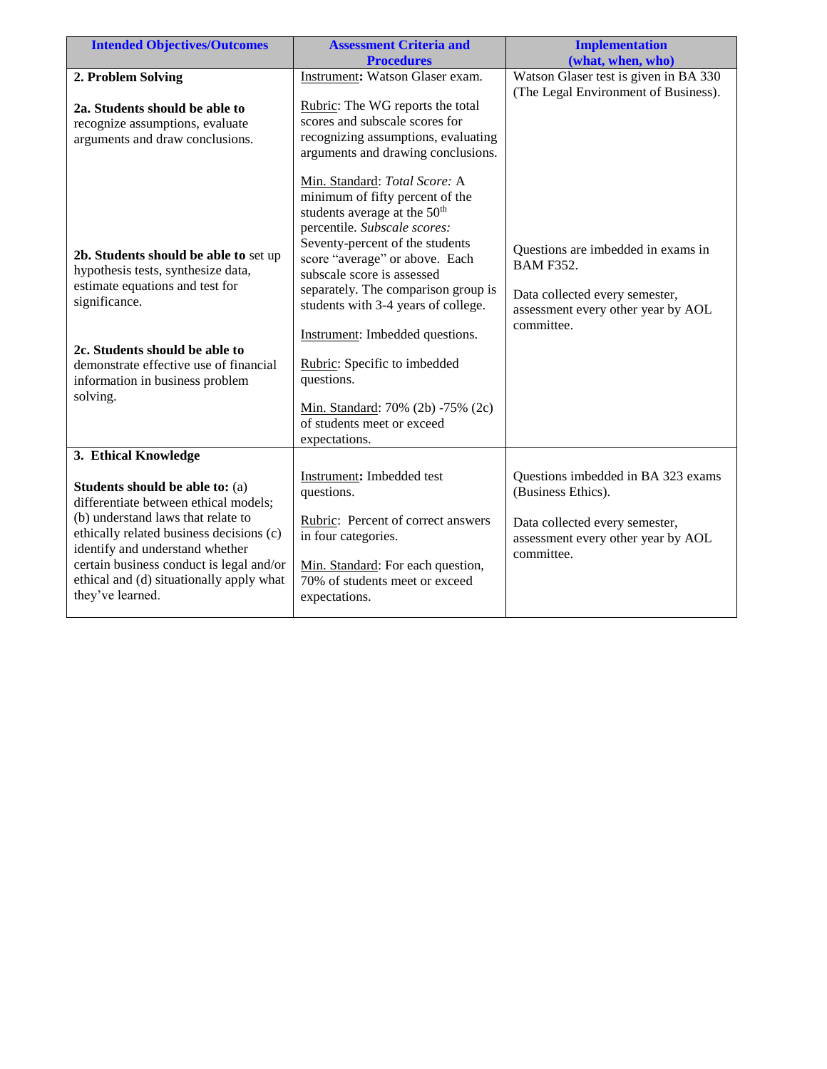| Intended Objectives/Outcomes | Assessment Criteria and Procedures | Implementation (what, when, who) |
|---|---|---|
| **2. Problem Solving**<br><br>**2a. Students should be able to** recognize assumptions, evaluate arguments and draw conclusions. | Instrument**:** Watson Glaser exam.<br><br>Rubric: The WG reports the total scores and subscale scores for recognizing assumptions, evaluating arguments and drawing conclusions.<br><br>Min. Standard: *Total Score:* A minimum of fifty percent of the students average at the 50th percentile. *Subscale scores:* Seventy-percent of the students score "average" or above. Each subscale score is assessed separately. The comparison group is students with 3-4 years of college. | Watson Glaser test is given in BA 330 (The Legal Environment of Business). |
| **2b. Students should be able to** set up hypothesis tests, synthesize data, estimate equations and test for significance.<br><br>**2c. Students should be able to** demonstrate effective use of financial information in business problem solving. | Instrument: Imbedded questions.<br><br>Rubric: Specific to imbedded questions.<br><br>Min. Standard: 70% (2b) -75% (2c) of students meet or exceed expectations. | Questions are imbedded in exams in BAM F352.<br><br>Data collected every semester, assessment every other year by AOL committee. |
| **3. Ethical Knowledge**<br><br>**Students should be able to:** (a) differentiate between ethical models; (b) understand laws that relate to ethically related business decisions (c) identify and understand whether certain business conduct is legal and/or ethical and (d) situationally apply what they've learned. | Instrument**:** Imbedded test questions.<br><br>Rubric: Percent of correct answers in four categories.<br><br>Min. Standard: For each question, 70% of students meet or exceed expectations. | Questions imbedded in BA 323 exams (Business Ethics).<br><br>Data collected every semester, assessment every other year by AOL committee. |